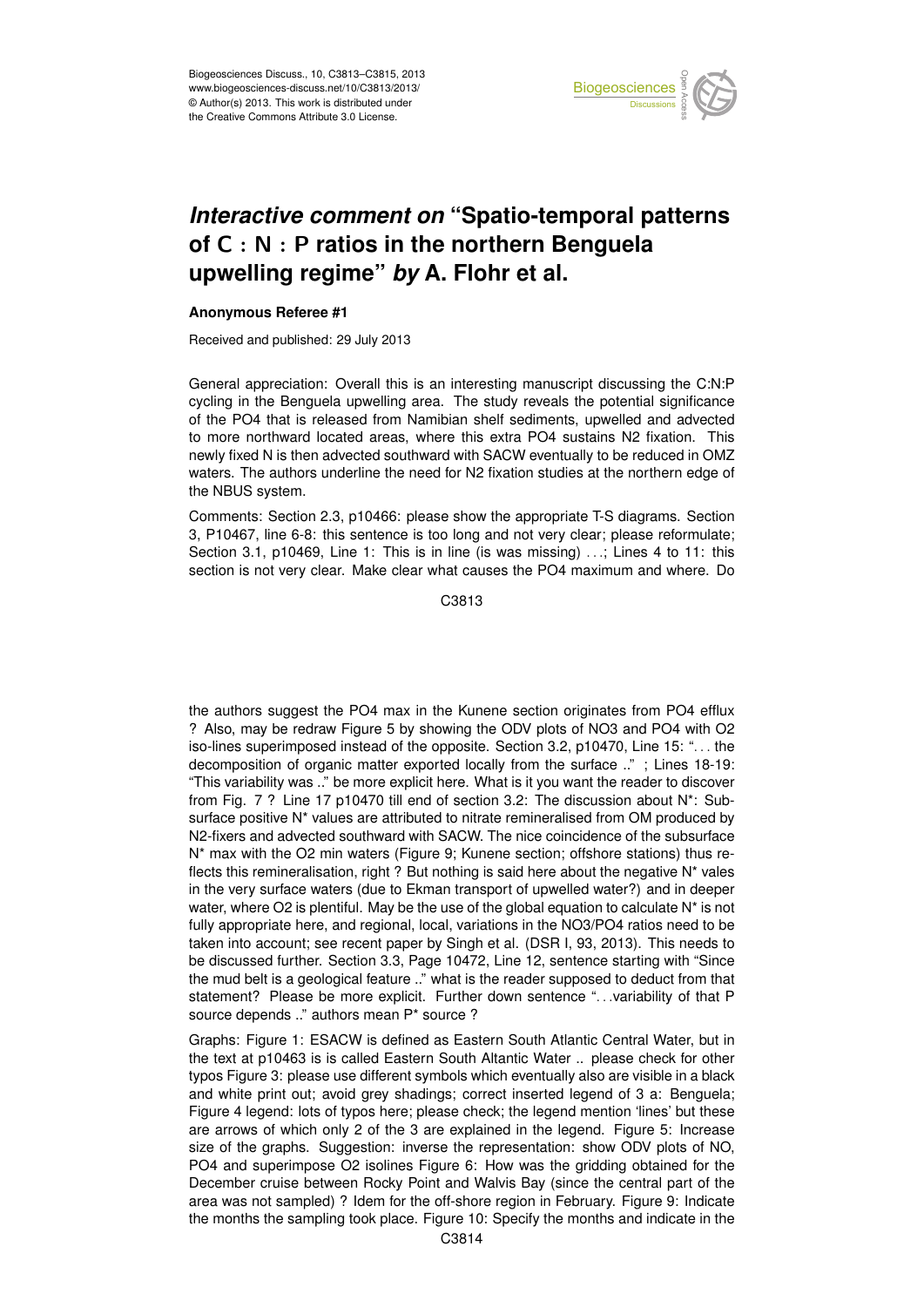# *Interactive comment on* "Spatio-temporal patterns of C : N : P ratios in the northern Benguela upwelling regime" *by* A. Flohr et al.

**Anonymous Referee #1**

Received and published: 29 July 2013

General appreciation: Overall this is an interesting manuscript discussing the C:N:P cycling in the Benguela upwelling area. The study reveals the potential significance of the PO4 that is released from Namibian shelf sediments, upwelled and advected to more northward located areas, where this extra PO4 sustains N2 fixation. This newly fixed N is then advected southward with SACW eventually to be reduced in OMZ waters. The authors underline the need for N2 fixation studies at the northern edge of the NBUS system.

Comments: Section 2.3, p10466: please show the appropriate T-S diagrams. Section 3, P10467, line 6-8: this sentence is too long and not very clear; please reformulate; Section 3.1, p10469, Line 1: This is in line (is was missing) . . .; Lines 4 to 11: this section is not very clear. Make clear what causes the PO4 maximum and where. Do the authors suggest the PO4 max in the Kunene section originates from PO4 efflux ? Also, may be redraw Figure 5 by showing the ODV plots of NO3 and PO4 with O2 iso-lines superimposed instead of the opposite. Section 3.2, p10470, Line 15: ". . . the decomposition of organic matter exported locally from the surface .." ; Lines 18-19: "This variability was .." be more explicit here. What is it you want the reader to discover from Fig. 7 ? Line 17 p10470 till end of section 3.2: The discussion about N*: Subsurface positive N* values are attributed to nitrate remineralised from OM produced by N2-fixers and advected southward with SACW. The nice coincidence of the subsurface N* max with the O2 min waters (Figure 9; Kunene section; offshore stations) thus reflects this remineralisation, right ? But nothing is said here about the negative N* vales in the very surface waters (due to Ekman transport of upwelled water?) and in deeper water, where O2 is plentiful. May be the use of the global equation to calculate N* is not fully appropriate here, and regional, local, variations in the NO3/PO4 ratios need to be taken into account; see recent paper by Singh et al. (DSR I, 93, 2013). This needs to be discussed further. Section 3.3, Page 10472, Line 12, sentence starting with "Since the mud belt is a geological feature .." what is the reader supposed to deduct from that statement? Please be more explicit. Further down sentence ". . .variability of that P source depends .." authors mean P* source ?

Graphs: Figure 1: ESACW is defined as Eastern South Atlantic Central Water, but in the text at p10463 is is called Eastern South Altantic Water .. please check for other typos Figure 3: please use different symbols which eventually also are visible in a black and white print out; avoid grey shadings; correct inserted legend of 3 a: Benguela; Figure 4 legend: lots of typos here; please check; the legend mention 'lines' but these are arrows of which only 2 of the 3 are explained in the legend. Figure 5: Increase size of the graphs. Suggestion: inverse the representation: show ODV plots of NO, PO4 and superimpose O2 isolines Figure 6: How was the gridding obtained for the December cruise between Rocky Point and Walvis Bay (since the central part of the area was not sampled) ? Idem for the off-shore region in February. Figure 9: Indicate the months the sampling took place. Figure 10: Specify the months and indicate in the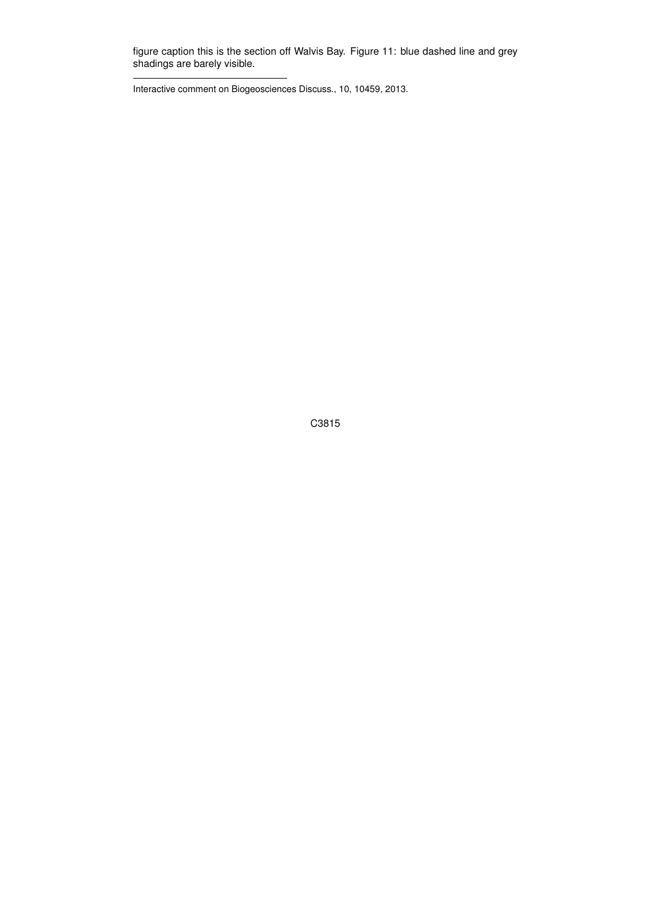figure caption this is the section off Walvis Bay. Figure 11: blue dashed line and grey shadings are barely visible.

---

Interactive comment on Biogeosciences Discuss., 10, 10459, 2013.